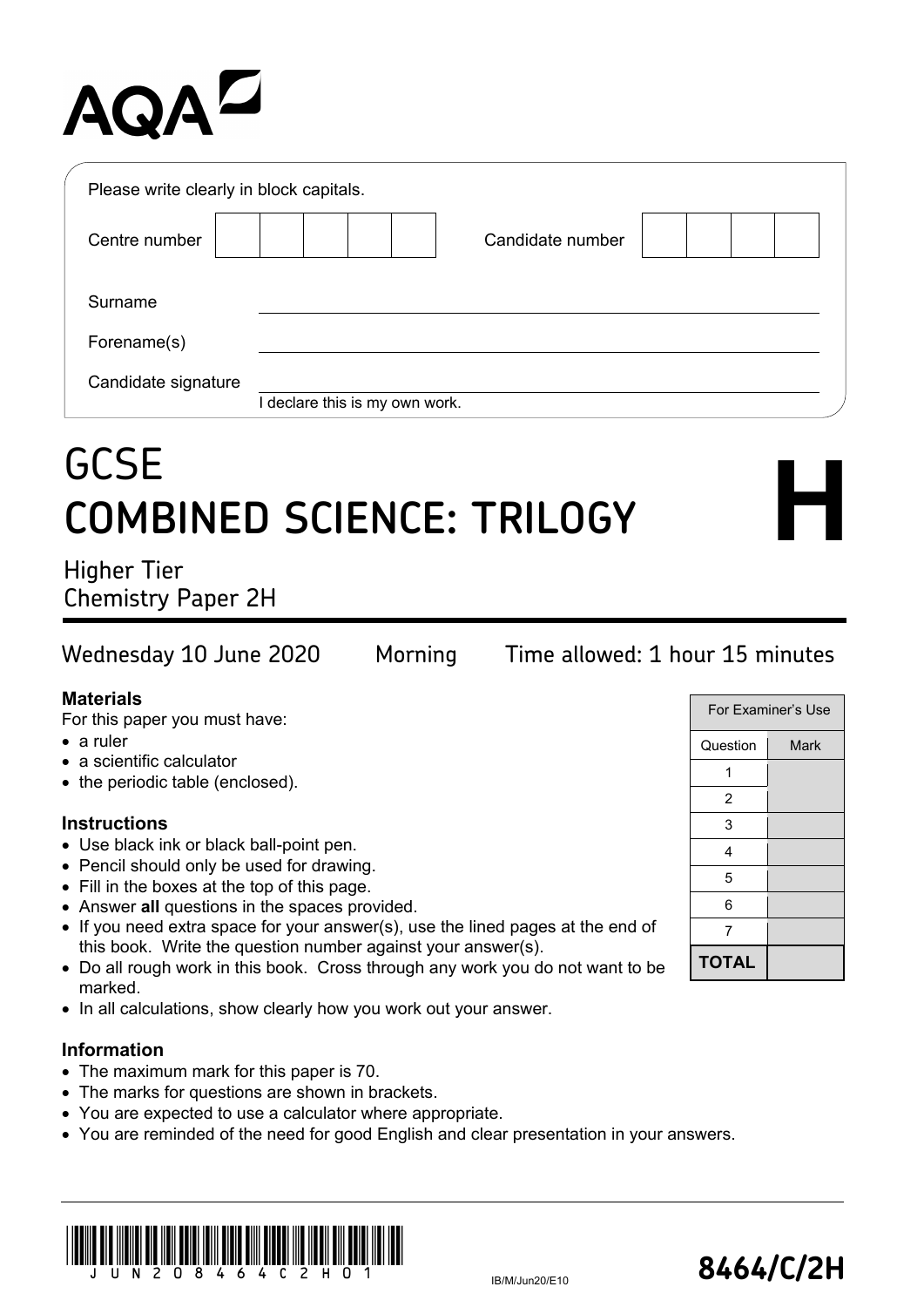AQA

Please write clearly in block capitals.

| Centre number | | | | | | Candidate number | | | | |
|---|---|---|---|---|---|---|---|---|---|---|

Surname ______________________________

Forename(s) ______________________________

Candidate signature ______________________________

I declare this is my own work.

# GCSE
# COMBINED SCIENCE: TRILOGY

# H

## Higher Tier
## Chemistry Paper 2H

Wednesday 10 June 2020 Morning Time allowed: 1 hour 15 minutes

### Materials

For this paper you must have:

- a ruler
- a scientific calculator
- the periodic table (enclosed).

### Instructions

- Use black ink or black ball-point pen.
- Pencil should only be used for drawing.
- Fill in the boxes at the top of this page.
- Answer **all** questions in the spaces provided.
- If you need extra space for your answer(s), use the lined pages at the end of this book. Write the question number against your answer(s).
- Do all rough work in this book. Cross through any work you do not want to be marked.
- In all calculations, show clearly how you work out your answer.

### Information

- The maximum mark for this paper is 70.
- The marks for questions are shown in brackets.
- You are expected to use a calculator where appropriate.
- You are reminded of the need for good English and clear presentation in your answers.

| For Examiner's Use | |
|---|---|
| Question | Mark |
| 1 | |
| 2 | |
| 3 | |
| 4 | |
| 5 | |
| 6 | |
| 7 | |
| **TOTAL** | |

JUN208464C2H01

IB/M/Jun20/E10

**8464/C/2H**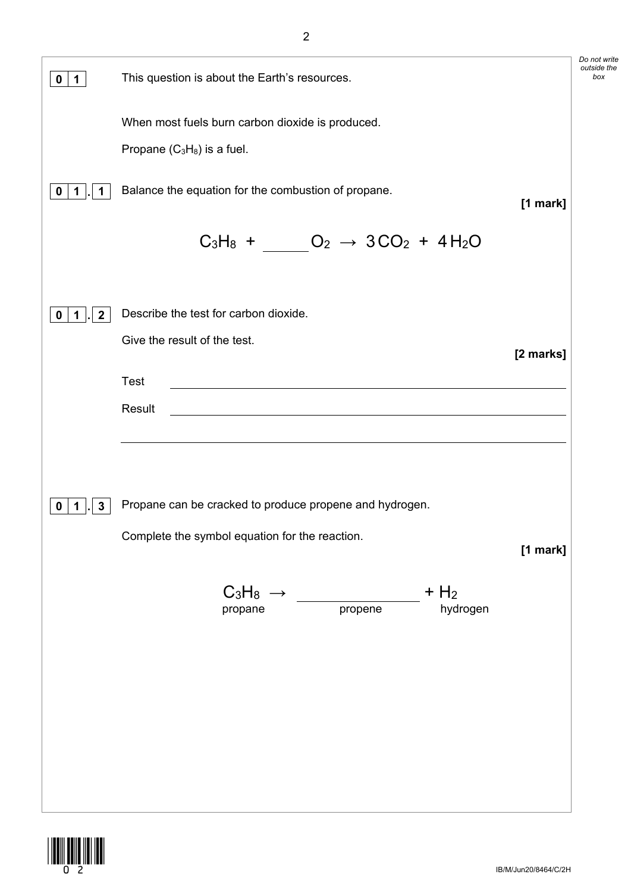**0 1** This question is about the Earth's resources.

When most fuels burn carbon dioxide is produced.

Propane ($C_3H_8$) is a fuel.

**0 1 . 1** Balance the equation for the combustion of propane.

**[1 mark]**

$$C_3H_8 + \_\_\_\_\_ O_2 \rightarrow 3CO_2 + 4H_2O$$

**0 1 . 2** Describe the test for carbon dioxide.

Give the result of the test.

**[2 marks]**

Test \_\_\_\_\_\_\_\_\_\_\_\_\_\_\_\_\_\_\_\_\_\_\_\_\_\_\_\_\_\_\_\_\_\_\_\_\_\_\_\_\_\_\_\_

Result \_\_\_\_\_\_\_\_\_\_\_\_\_\_\_\_\_\_\_\_\_\_\_\_\_\_\_\_\_\_\_\_\_\_\_\_\_\_\_\_\_\_\_\_

\_\_\_\_\_\_\_\_\_\_\_\_\_\_\_\_\_\_\_\_\_\_\_\_\_\_\_\_\_\_\_\_\_\_\_\_\_\_\_\_\_\_\_\_\_\_\_\_\_\_

**0 1 . 3** Propane can be cracked to produce propene and hydrogen.

Complete the symbol equation for the reaction.

**[1 mark]**

$$C_3H_8 \rightarrow \_\_\_\_\_\_\_\_\_\_ + H_2$$

propane → propene + hydrogen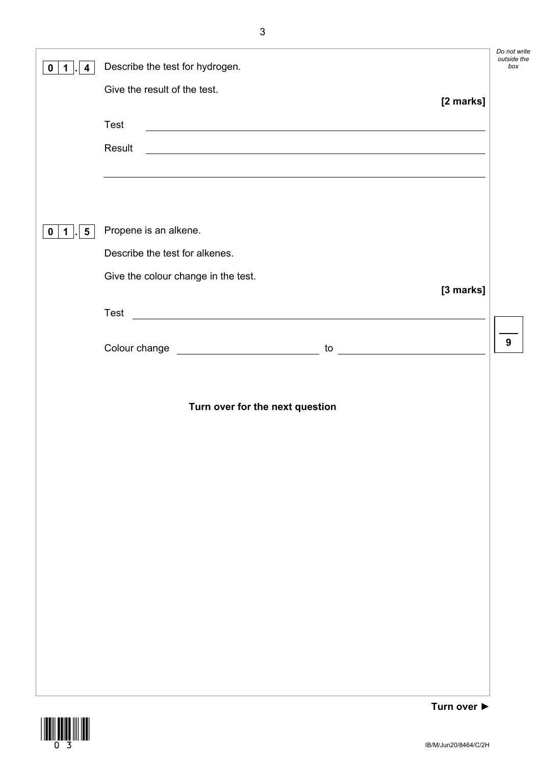**0 1 . 4** Describe the test for hydrogen.

Give the result of the test.

**[2 marks]**

Test ____________________________________________

Result ____________________________________________

____________________________________________

**0 1 . 5** Propene is an alkene.

Describe the test for alkenes.

Give the colour change in the test.

**[3 marks]**

Test ____________________________________________

Colour change ______________________ to ______________________

**Turn over for the next question**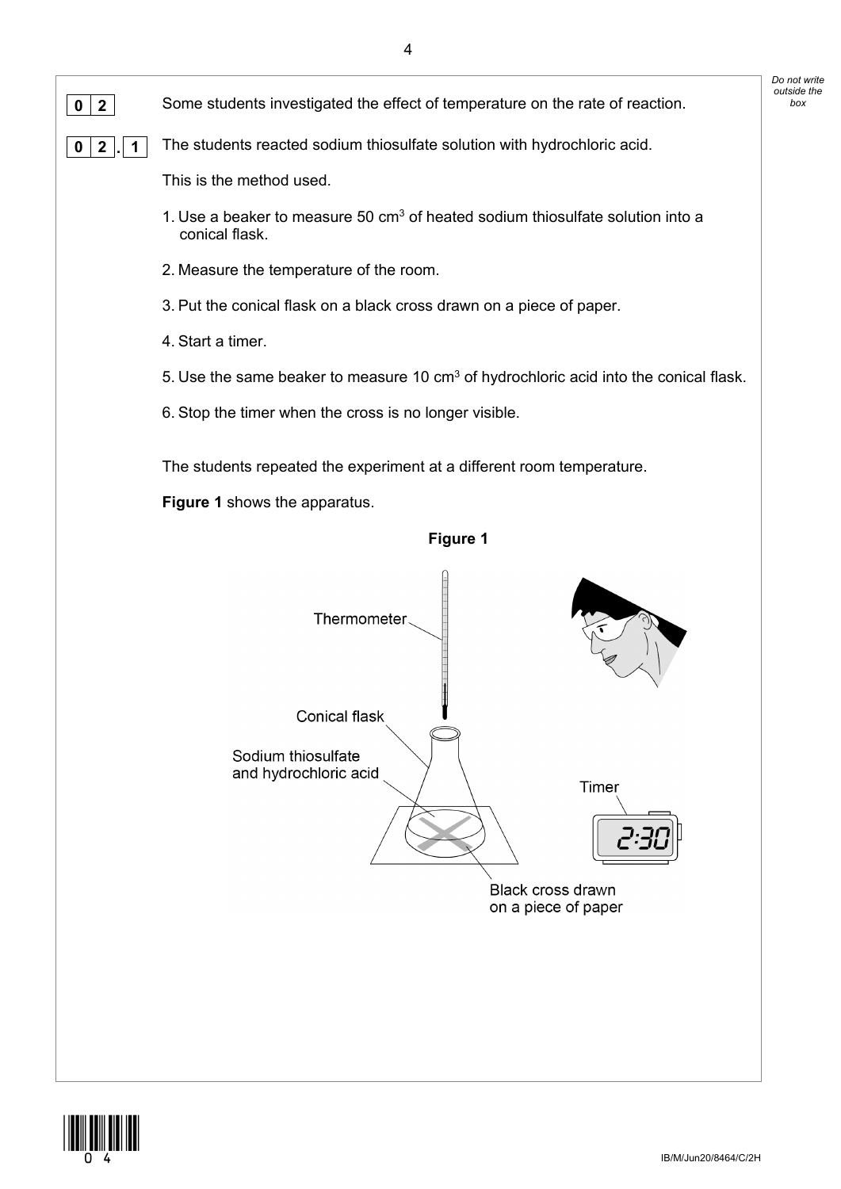**0 2** Some students investigated the effect of temperature on the rate of reaction.

**0 2 . 1** The students reacted sodium thiosulfate solution with hydrochloric acid.

This is the method used.

1. Use a beaker to measure 50 $cm^3$ of heated sodium thiosulfate solution into a conical flask.
2. Measure the temperature of the room.
3. Put the conical flask on a black cross drawn on a piece of paper.
4. Start a timer.
5. Use the same beaker to measure 10 $cm^3$ of hydrochloric acid into the conical flask.
6. Stop the timer when the cross is no longer visible.

The students repeated the experiment at a different room temperature.

**Figure 1** shows the apparatus.

**Figure 1**

Thermometer

Conical flask

Sodium thiosulfate and hydrochloric acid

Timer

2:30

Black cross drawn on a piece of paper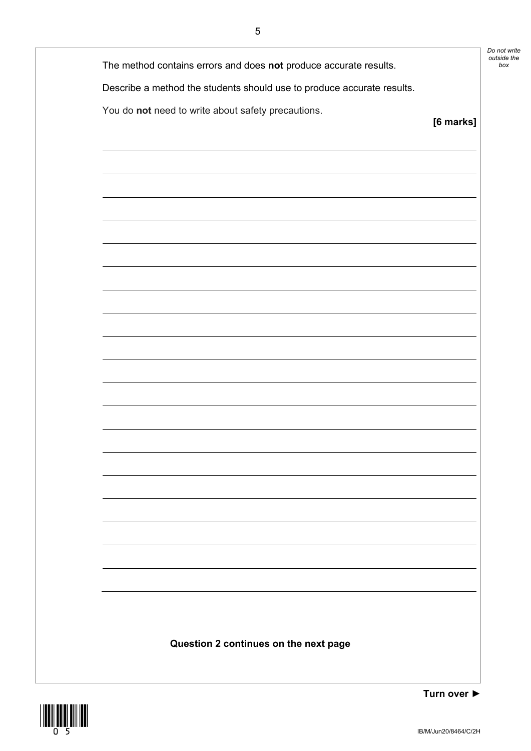The method contains errors and does **not** produce accurate results.

Describe a method the students should use to produce accurate results.

You do **not** need to write about safety precautions.

**[6 marks]**

**Question 2 continues on the next page**

**Turn over ►**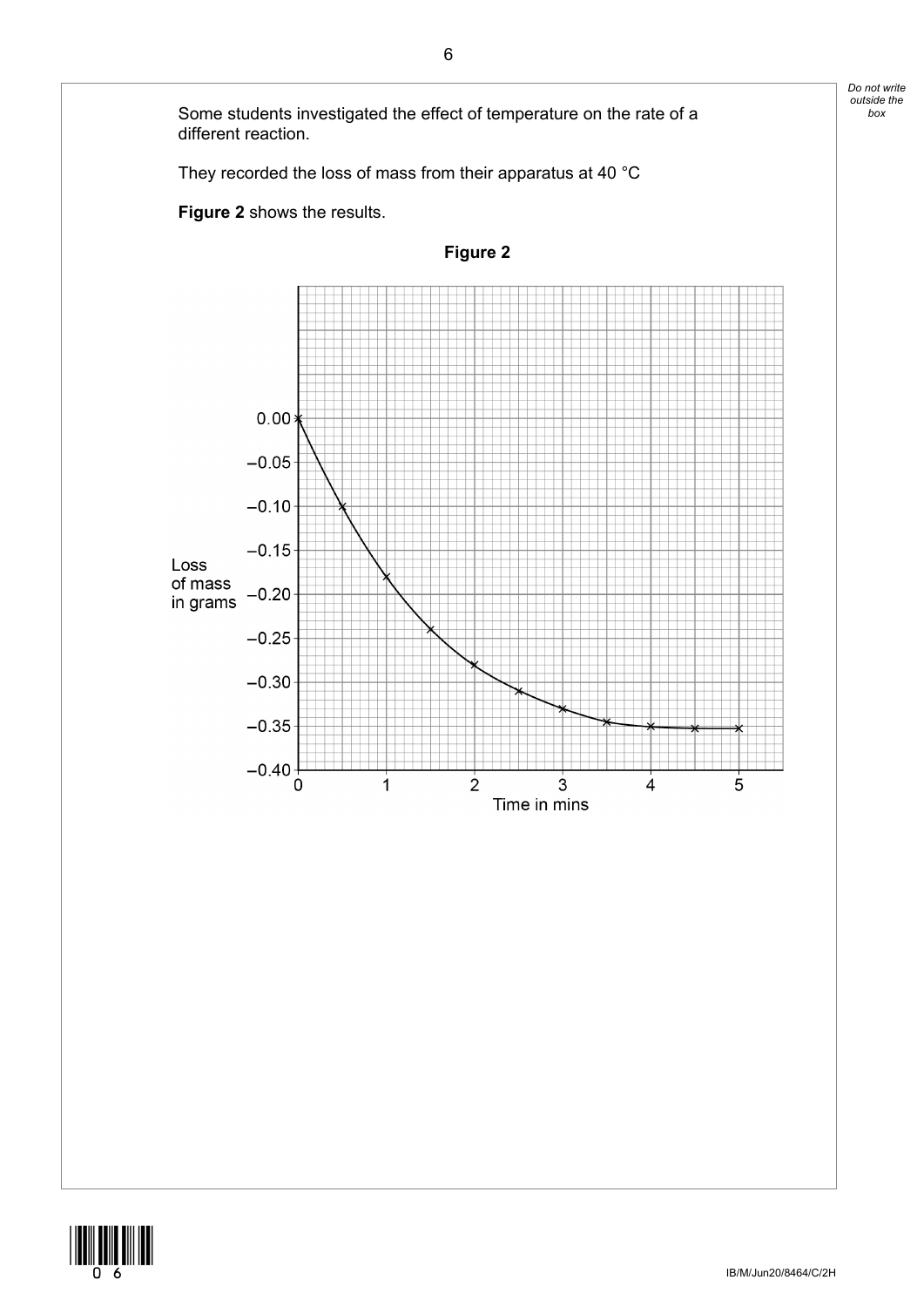Some students investigated the effect of temperature on the rate of a different reaction.

They recorded the loss of mass from their apparatus at 40 °C

**Figure 2** shows the results.

**Figure 2**

Loss of mass in grams

Time in mins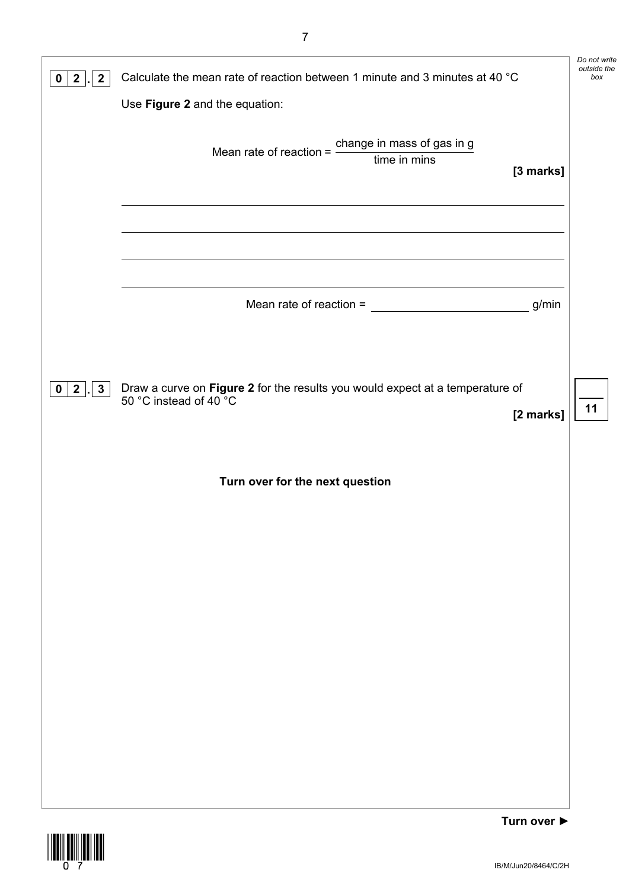**0 2 . 2** Calculate the mean rate of reaction between 1 minute and 3 minutes at 40 °C

Use **Figure 2** and the equation:

$$\text{Mean rate of reaction} = \frac{\text{change in mass of gas in g}}{\text{time in mins}}$$

**[3 marks]**

Mean rate of reaction = ______________________ g/min

**0 2 . 3** Draw a curve on **Figure 2** for the results you would expect at a temperature of 50 °C instead of 40 °C

**[2 marks]**

**Turn over for the next question**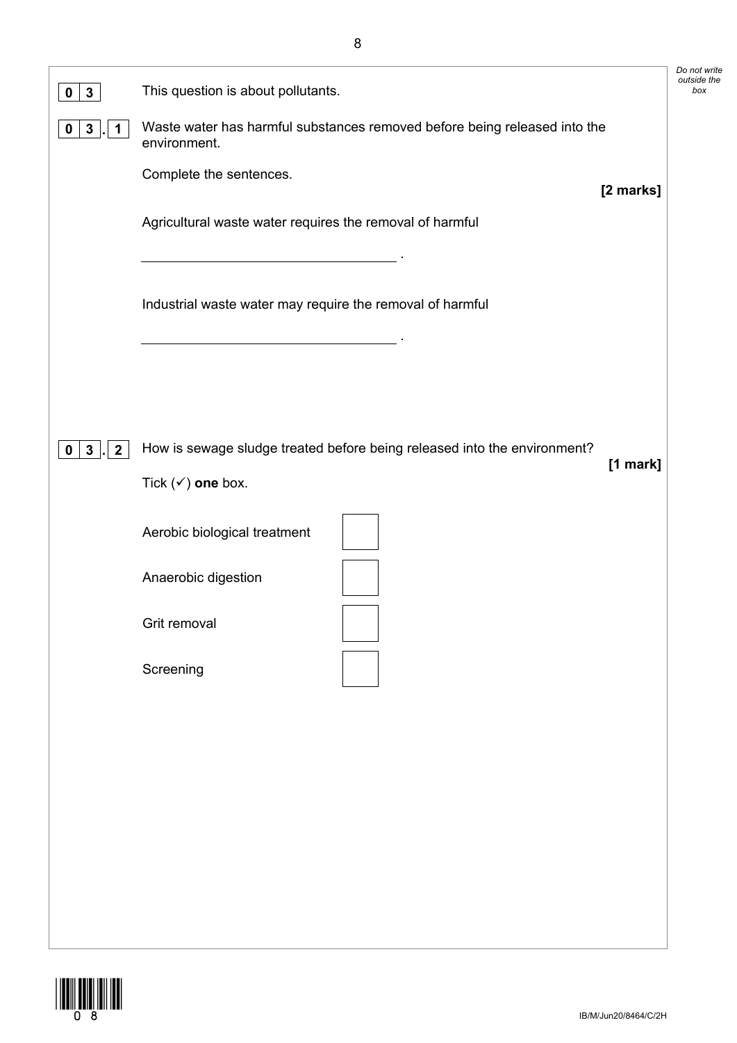**0 3** This question is about pollutants.

**0 3 . 1** Waste water has harmful substances removed before being released into the environment.

Complete the sentences.

**[2 marks]**

Agricultural waste water requires the removal of harmful

\_\_\_\_\_\_\_\_\_\_\_\_\_\_\_\_\_\_\_\_\_\_\_\_\_\_\_\_\_\_ .

Industrial waste water may require the removal of harmful

\_\_\_\_\_\_\_\_\_\_\_\_\_\_\_\_\_\_\_\_\_\_\_\_\_\_\_\_\_\_ .

**0 3 . 2** How is sewage sludge treated before being released into the environment?

**[1 mark]**

Tick (✓) **one** box.

- Aerobic biological treatment ☐
- Anaerobic digestion ☐
- Grit removal ☐
- Screening ☐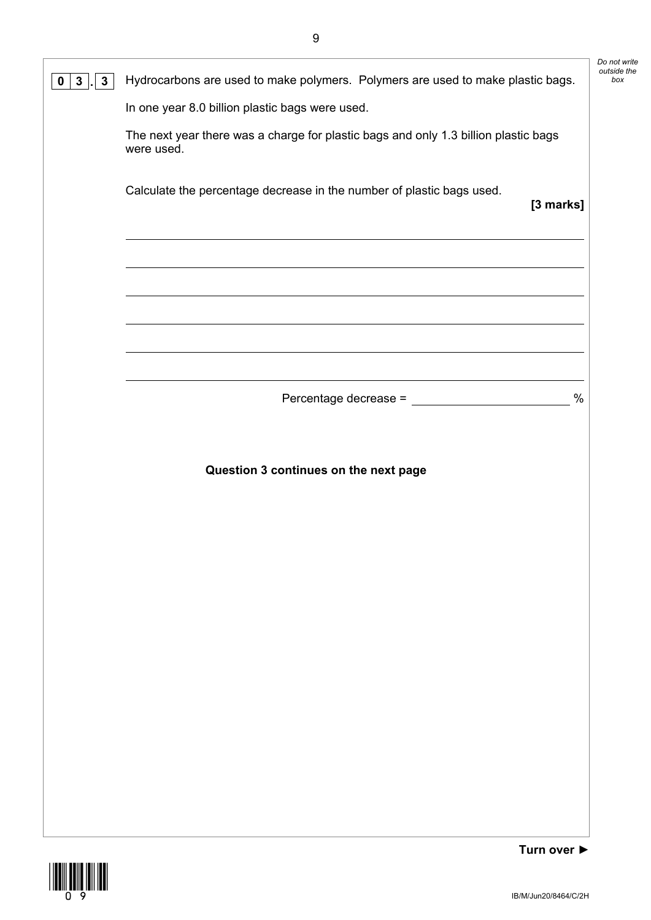**0 3 . 3** Hydrocarbons are used to make polymers. Polymers are used to make plastic bags.

In one year 8.0 billion plastic bags were used.

The next year there was a charge for plastic bags and only 1.3 billion plastic bags were used.

Calculate the percentage decrease in the number of plastic bags used.

**[3 marks]**

Percentage decrease = ____________________ %

**Question 3 continues on the next page**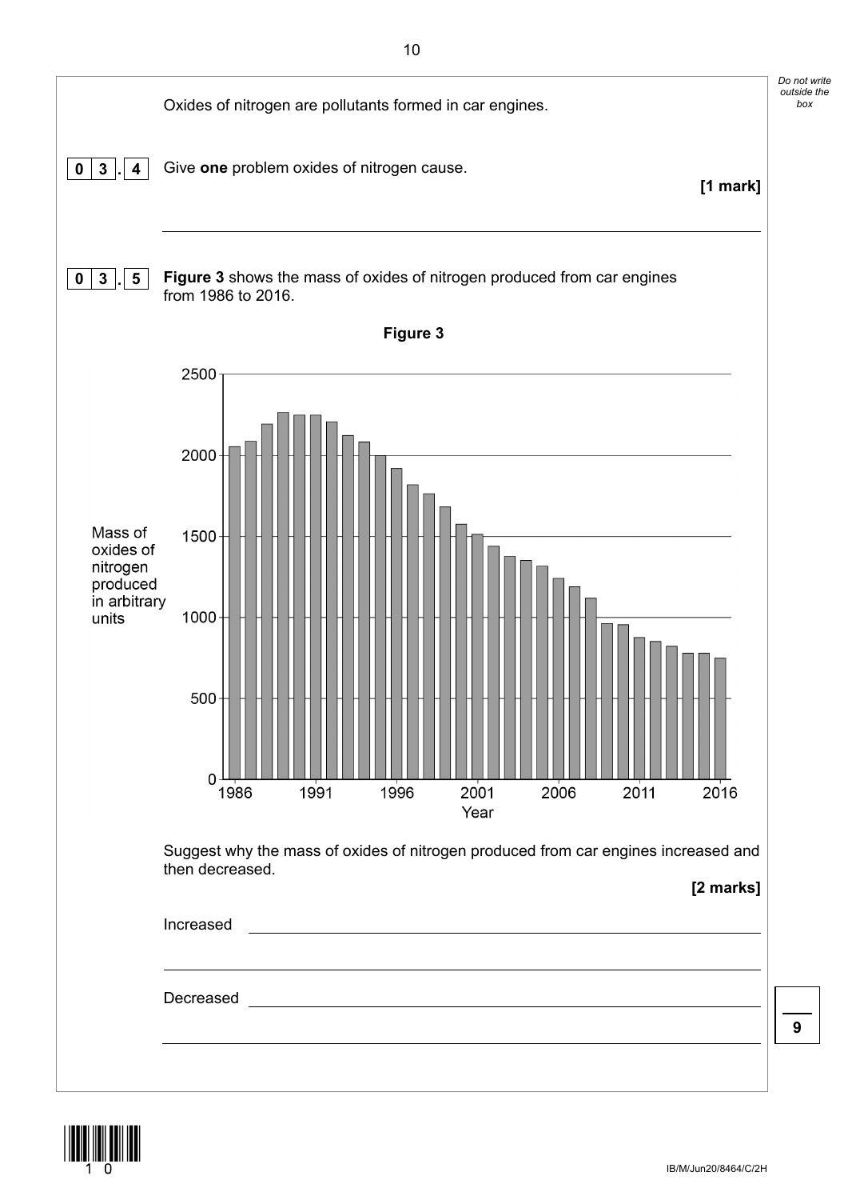Oxides of nitrogen are pollutants formed in car engines.

**0 3 . 4** Give **one** problem oxides of nitrogen cause.

**[1 mark]**

______________________________________________________________

**0 3 . 5** **Figure 3** shows the mass of oxides of nitrogen produced from car engines from 1986 to 2016.

**Figure 3**

Suggest why the mass of oxides of nitrogen produced from car engines increased and then decreased.

**[2 marks]**

Increased ______________________________________________________________

______________________________________________________________

Decreased ______________________________________________________________

______________________________________________________________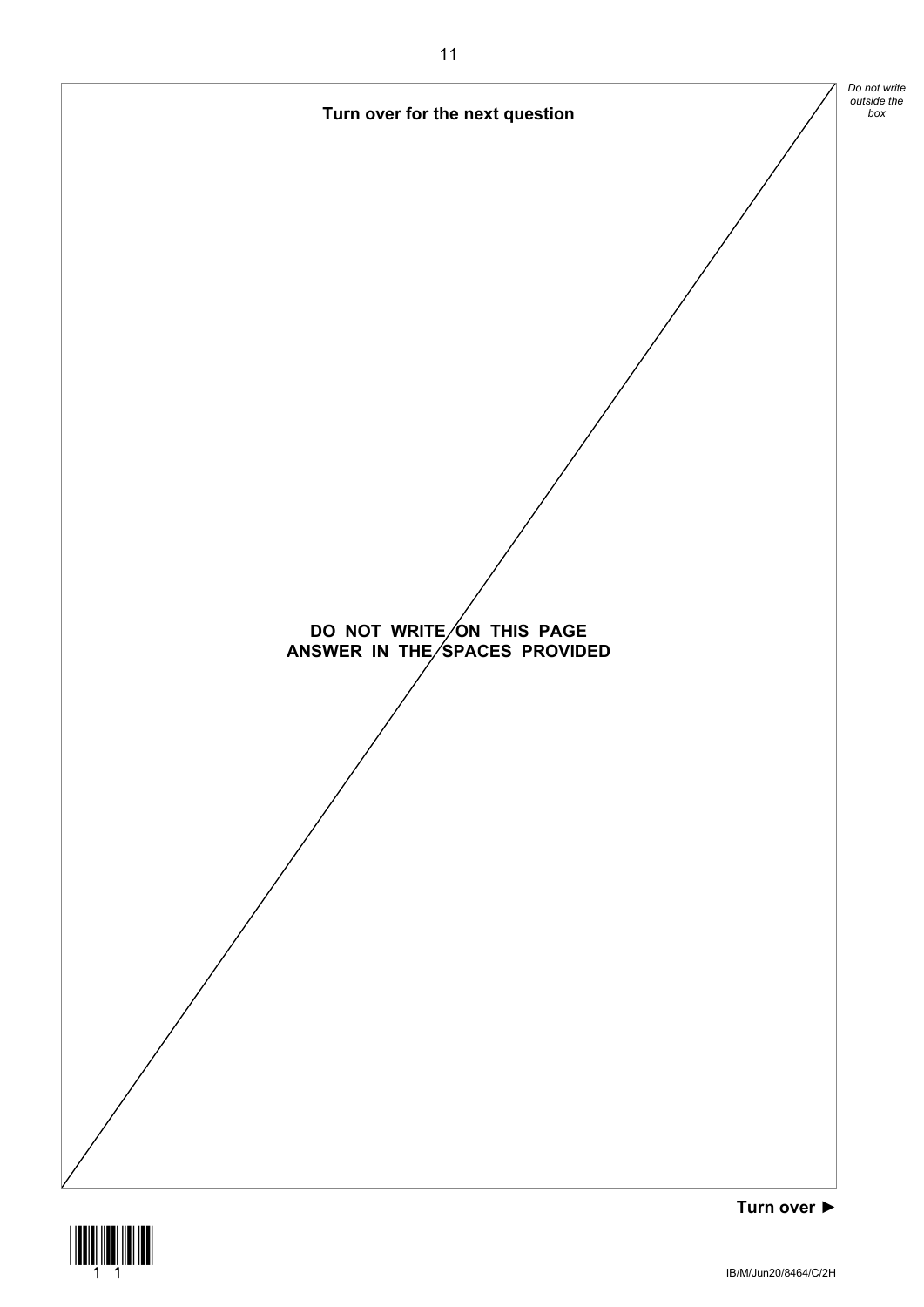**Turn over for the next question**

**DO NOT WRITE ON THIS PAGE**
**ANSWER IN THE SPACES PROVIDED**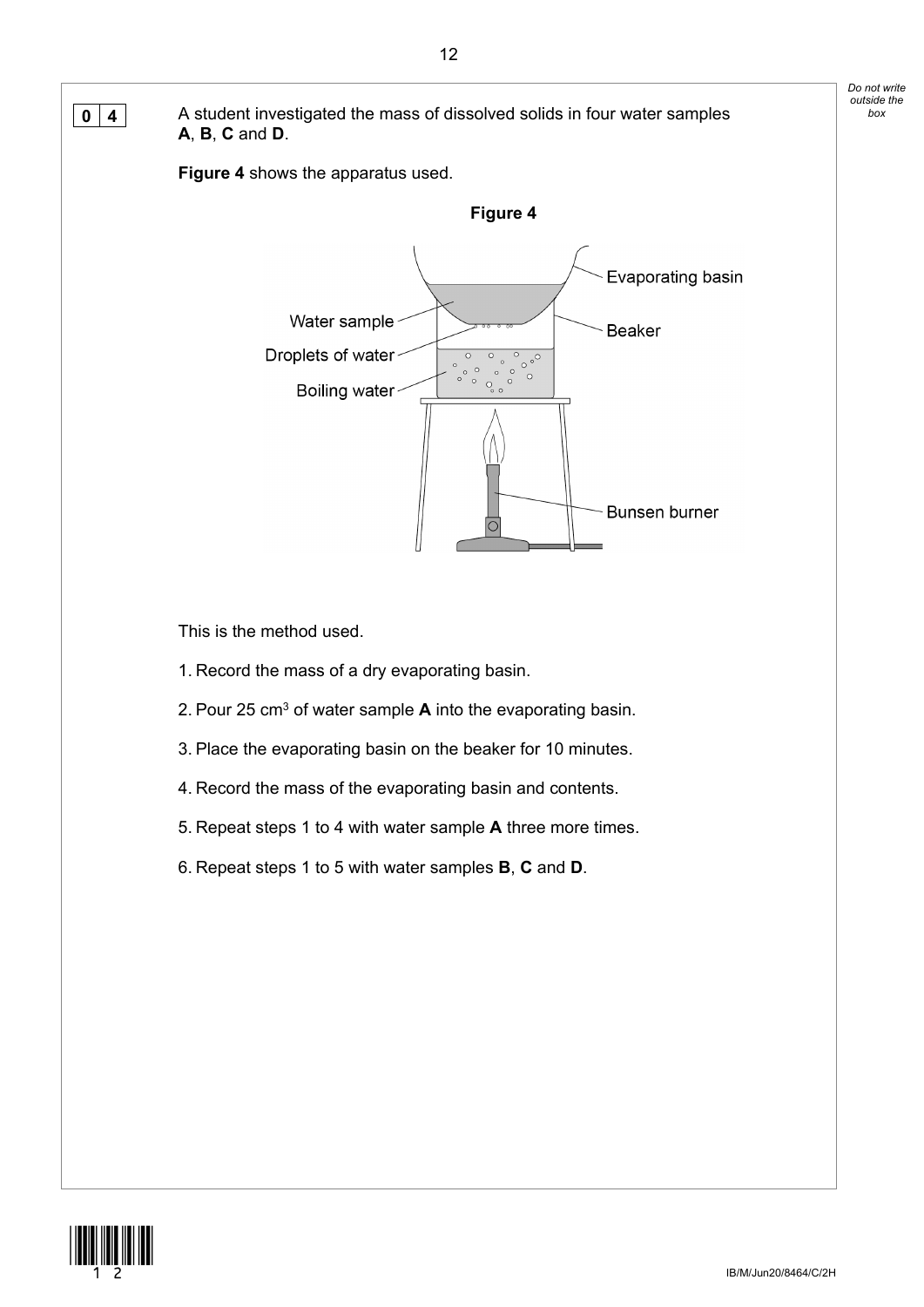**0 4** A student investigated the mass of dissolved solids in four water samples **A**, **B**, **C** and **D**.

**Figure 4** shows the apparatus used.

**Figure 4**

Evaporating basin

Water sample

Beaker

Droplets of water

Boiling water

Bunsen burner

This is the method used.

1. Record the mass of a dry evaporating basin.
2. Pour 25 $cm^3$ of water sample **A** into the evaporating basin.
3. Place the evaporating basin on the beaker for 10 minutes.
4. Record the mass of the evaporating basin and contents.
5. Repeat steps 1 to 4 with water sample **A** three more times.
6. Repeat steps 1 to 5 with water samples **B**, **C** and **D**.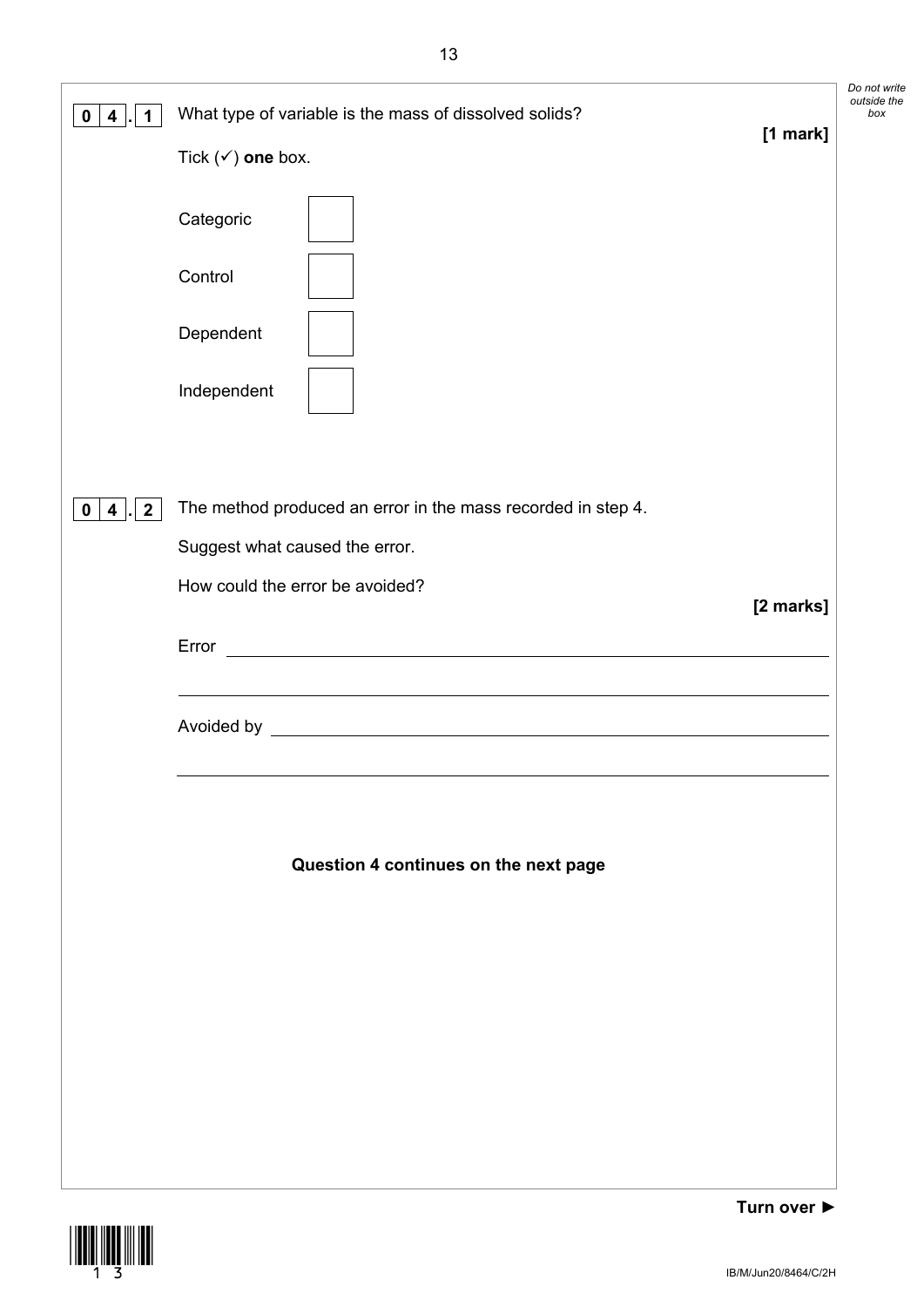**0 4 . 1** What type of variable is the mass of dissolved solids?

**[1 mark]**

Tick (✓) **one** box.

- Categoric ☐
- Control ☐
- Dependent ☐
- Independent ☐

**0 4 . 2** The method produced an error in the mass recorded in step 4.

Suggest what caused the error.

How could the error be avoided?

**[2 marks]**

Error ________________________________________________

________________________________________________

Avoided by ________________________________________________

________________________________________________

**Question 4 continues on the next page**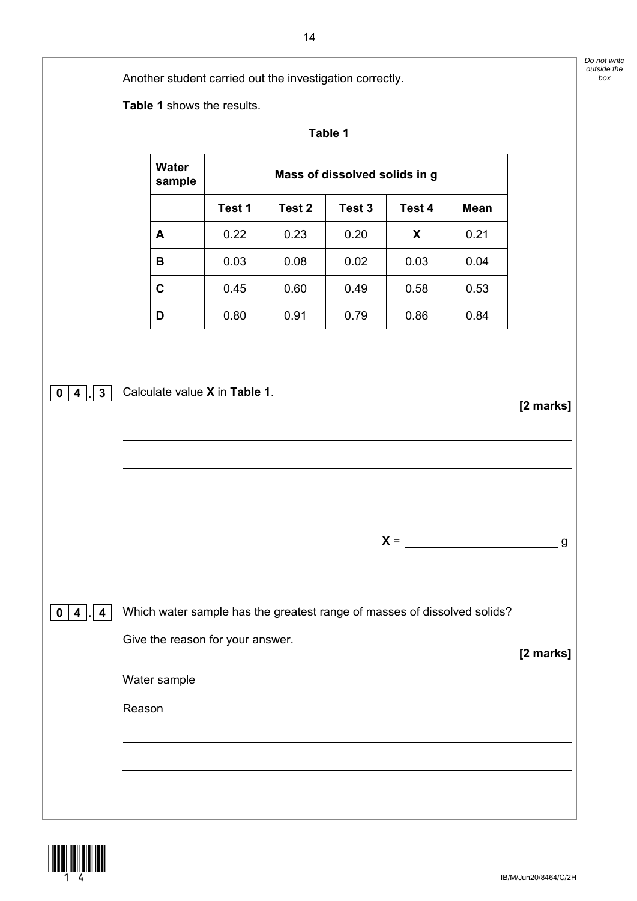Another student carried out the investigation correctly.

**Table 1** shows the results.

**Table 1**

| Water sample | Mass of dissolved solids in g | | | | |
|---|---|---|---|---|---|
| | **Test 1** | **Test 2** | **Test 3** | **Test 4** | **Mean** |
| **A** | 0.22 | 0.23 | 0.20 | **X** | 0.21 |
| **B** | 0.03 | 0.08 | 0.02 | 0.03 | 0.04 |
| **C** | 0.45 | 0.60 | 0.49 | 0.58 | 0.53 |
| **D** | 0.80 | 0.91 | 0.79 | 0.86 | 0.84 |

**0 4 . 3** Calculate value **X** in **Table 1**.

**[2 marks]**

______________________________________________________________

______________________________________________________________

______________________________________________________________

______________________________________________________________

**X** = ____________________ g

**0 4 . 4** Which water sample has the greatest range of masses of dissolved solids?

Give the reason for your answer.

**[2 marks]**

Water sample ____________________

Reason ______________________________________________________________

______________________________________________________________

______________________________________________________________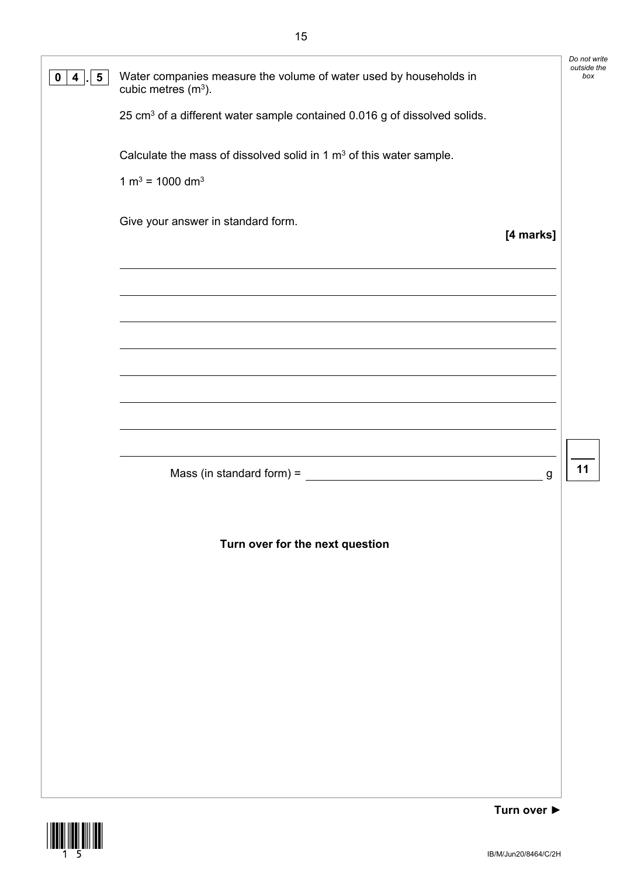**0 4 . 5** Water companies measure the volume of water used by households in cubic metres ($m^3$).

25 $cm^3$ of a different water sample contained 0.016 g of dissolved solids.

Calculate the mass of dissolved solid in 1 $m^3$ of this water sample.

1 $m^3$ = 1000 $dm^3$

Give your answer in standard form.

**[4 marks]**

Mass (in standard form) = ______________________ g

**Turn over for the next question**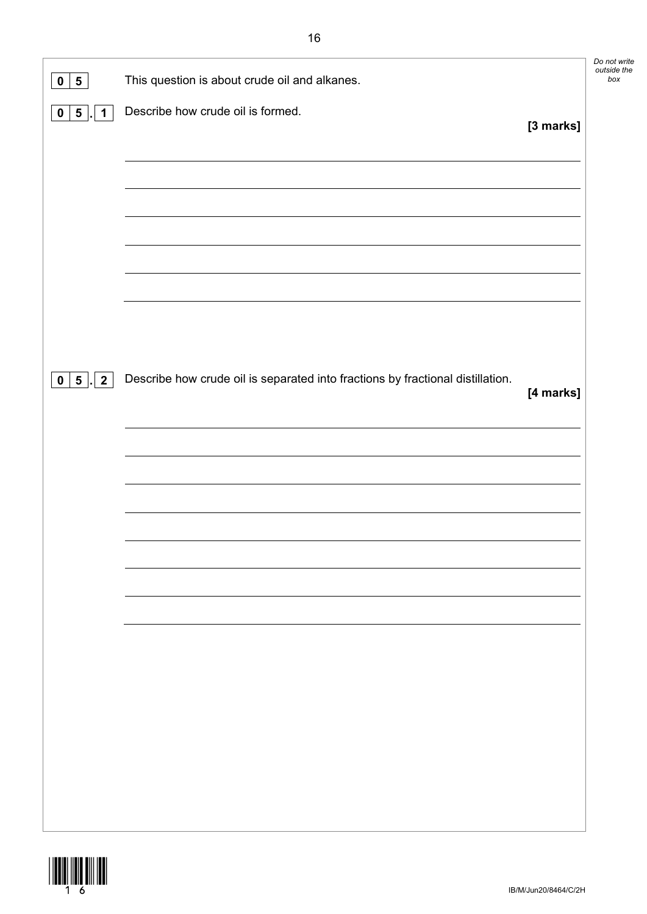**0 5** This question is about crude oil and alkanes.

**0 5 . 1** Describe how crude oil is formed.

**[3 marks]**

______________________________________________________________________

______________________________________________________________________

______________________________________________________________________

______________________________________________________________________

______________________________________________________________________

______________________________________________________________________

**0 5 . 2** Describe how crude oil is separated into fractions by fractional distillation.

**[4 marks]**

______________________________________________________________________

______________________________________________________________________

______________________________________________________________________

______________________________________________________________________

______________________________________________________________________

______________________________________________________________________

______________________________________________________________________

______________________________________________________________________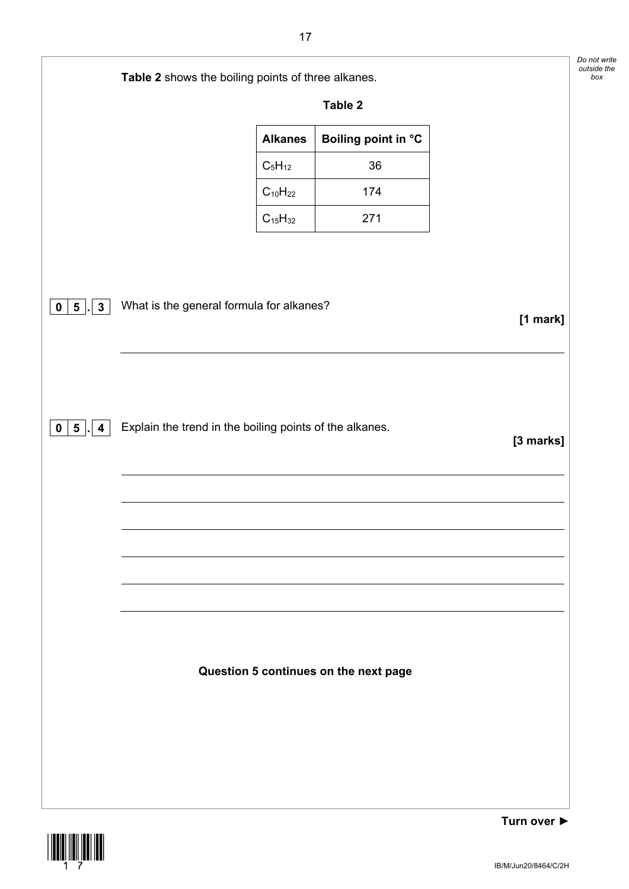**Table 2** shows the boiling points of three alkanes.

**Table 2**

| Alkanes | Boiling point in °C |
|---|---|
| $C_5H_{12}$ | 36 |
| $C_{10}H_{22}$ | 174 |
| $C_{15}H_{32}$ | 271 |

**0 5 . 3** What is the general formula for alkanes? **[1 mark]**

**0 5 . 4** Explain the trend in the boiling points of the alkanes. **[3 marks]**

**Question 5 continues on the next page**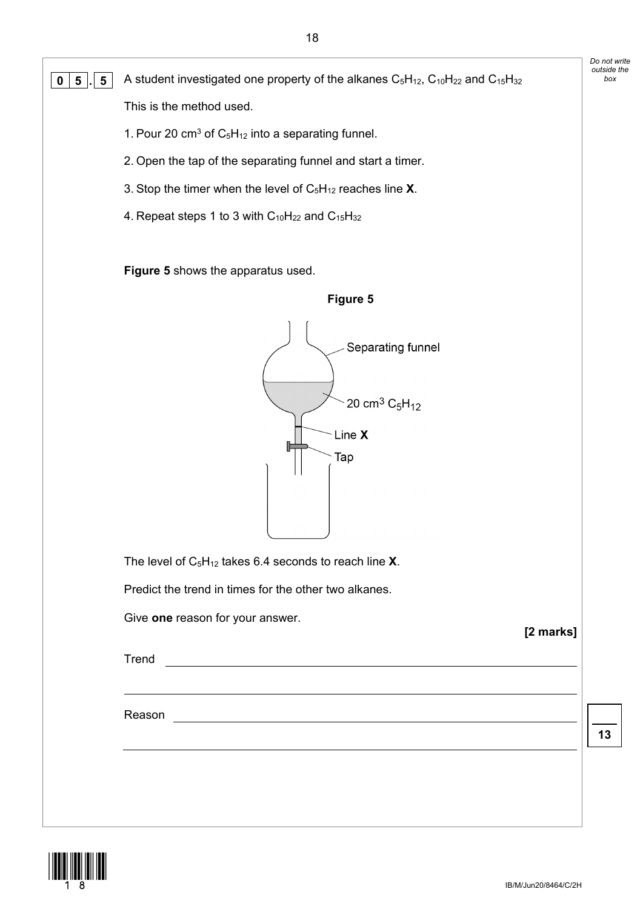**0 5 . 5** A student investigated one property of the alkanes $C_5H_{12}$, $C_{10}H_{22}$ and $C_{15}H_{32}$

This is the method used.

1. Pour 20 $cm^3$ of $C_5H_{12}$ into a separating funnel.
2. Open the tap of the separating funnel and start a timer.
3. Stop the timer when the level of $C_5H_{12}$ reaches line **X**.
4. Repeat steps 1 to 3 with $C_{10}H_{22}$ and $C_{15}H_{32}$

**Figure 5** shows the apparatus used.

**Figure 5**

Separating funnel

20 $cm^3$ $C_5H_{12}$

Line **X**

Tap

The level of $C_5H_{12}$ takes 6.4 seconds to reach line **X**.

Predict the trend in times for the other two alkanes.

Give **one** reason for your answer.

**[2 marks]**

Trend \_\_\_\_\_\_\_\_\_\_\_\_\_\_\_\_\_\_\_\_\_\_\_\_\_\_\_\_\_\_\_\_\_\_\_\_\_\_\_\_\_\_\_\_\_\_\_\_\_\_\_\_\_\_\_\_\_\_\_\_\_\_\_\_\_\_\_\_\_\_\_

\_\_\_\_\_\_\_\_\_\_\_\_\_\_\_\_\_\_\_\_\_\_\_\_\_\_\_\_\_\_\_\_\_\_\_\_\_\_\_\_\_\_\_\_\_\_\_\_\_\_\_\_\_\_\_\_\_\_\_\_\_\_\_\_\_\_\_\_\_\_\_\_\_\_\_\_

Reason \_\_\_\_\_\_\_\_\_\_\_\_\_\_\_\_\_\_\_\_\_\_\_\_\_\_\_\_\_\_\_\_\_\_\_\_\_\_\_\_\_\_\_\_\_\_\_\_\_\_\_\_\_\_\_\_\_\_\_\_\_\_\_\_\_\_\_\_\_\_

\_\_\_\_\_\_\_\_\_\_\_\_\_\_\_\_\_\_\_\_\_\_\_\_\_\_\_\_\_\_\_\_\_\_\_\_\_\_\_\_\_\_\_\_\_\_\_\_\_\_\_\_\_\_\_\_\_\_\_\_\_\_\_\_\_\_\_\_\_\_\_\_\_\_\_\_

13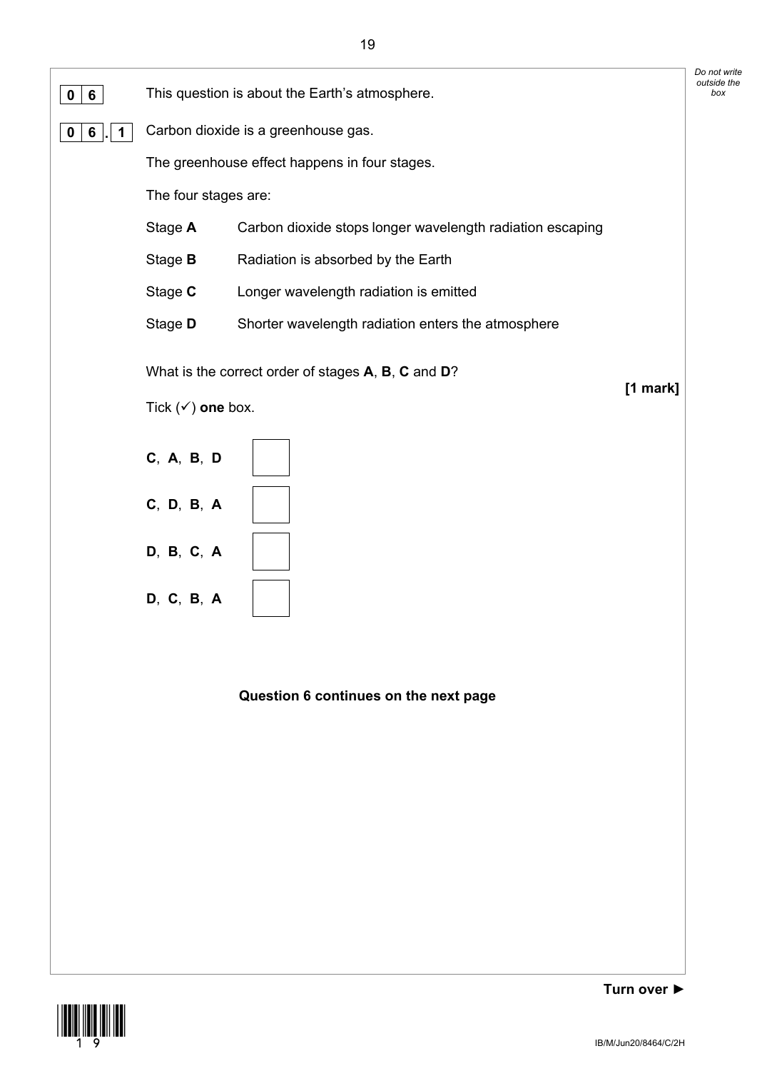**0 6** This question is about the Earth's atmosphere.

**0 6 . 1** Carbon dioxide is a greenhouse gas.

The greenhouse effect happens in four stages.

The four stages are:

| | |
|---|---|
| Stage **A** | Carbon dioxide stops longer wavelength radiation escaping |
| Stage **B** | Radiation is absorbed by the Earth |
| Stage **C** | Longer wavelength radiation is emitted |
| Stage **D** | Shorter wavelength radiation enters the atmosphere |

What is the correct order of stages **A**, **B**, **C** and **D**?

**[1 mark]**

Tick (✓) **one** box.

**C**, **A**, **B**, **D** ☐

**C**, **D**, **B**, **A** ☐

**D**, **B**, **C**, **A** ☐

**D**, **C**, **B**, **A** ☐

**Question 6 continues on the next page**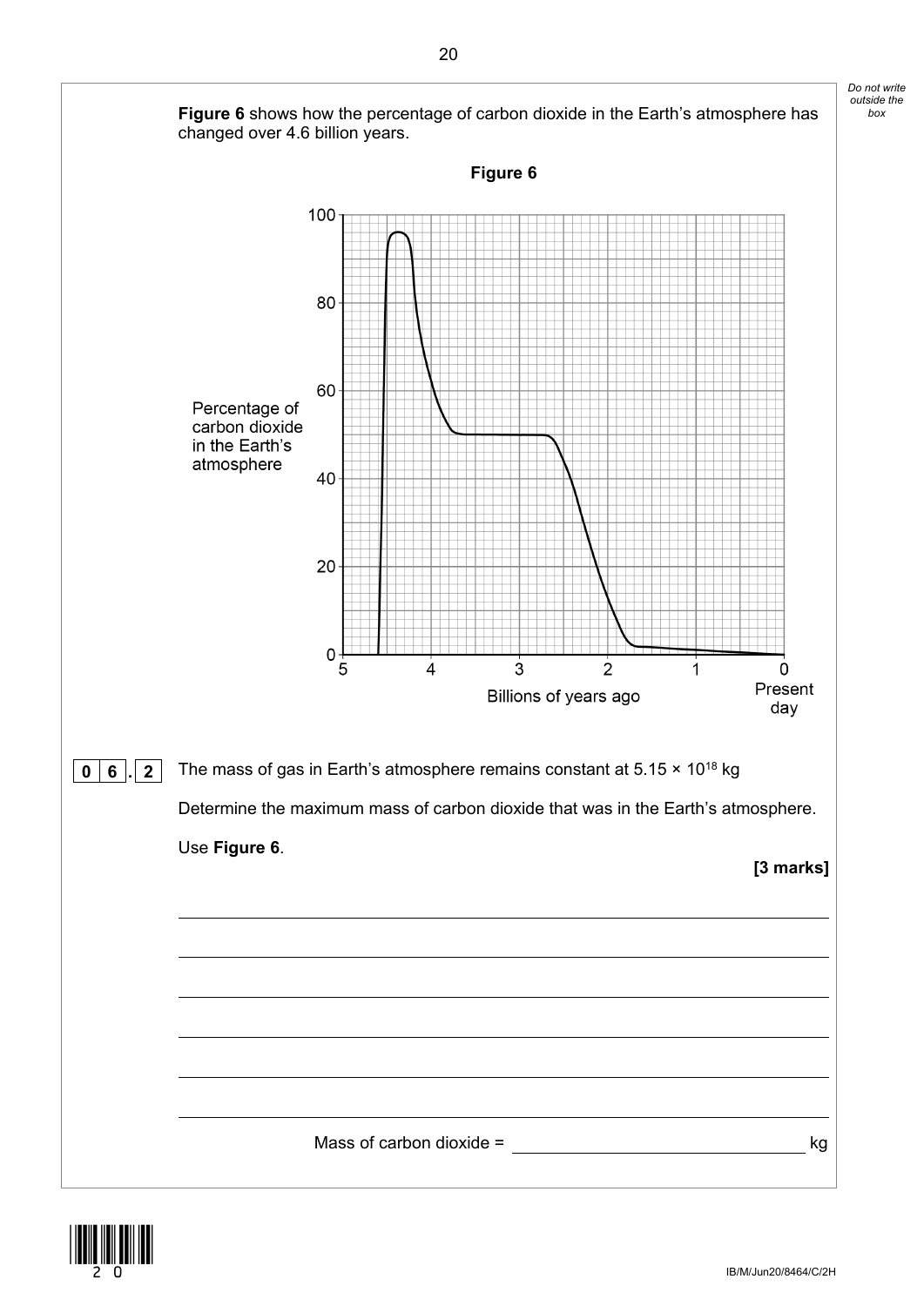**Figure 6** shows how the percentage of carbon dioxide in the Earth's atmosphere has changed over 4.6 billion years.

**Figure 6**

**0 6 . 2** The mass of gas in Earth's atmosphere remains constant at $5.15 \times 10^{18}$ kg

Determine the maximum mass of carbon dioxide that was in the Earth's atmosphere.

Use **Figure 6**.

**[3 marks]**

Mass of carbon dioxide = ______________________ kg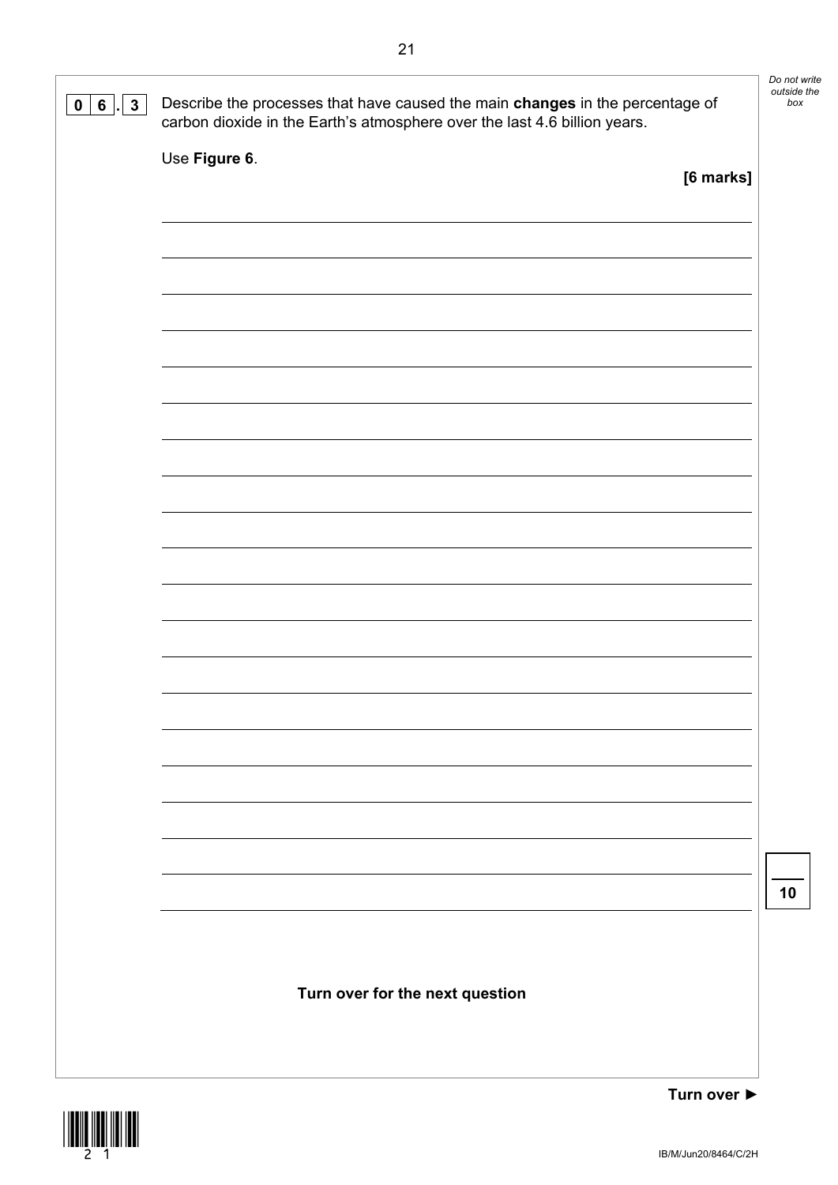**0 6 . 3** Describe the processes that have caused the main **changes** in the percentage of carbon dioxide in the Earth's atmosphere over the last 4.6 billion years.

Use **Figure 6**.

**[6 marks]**

**Turn over for the next question**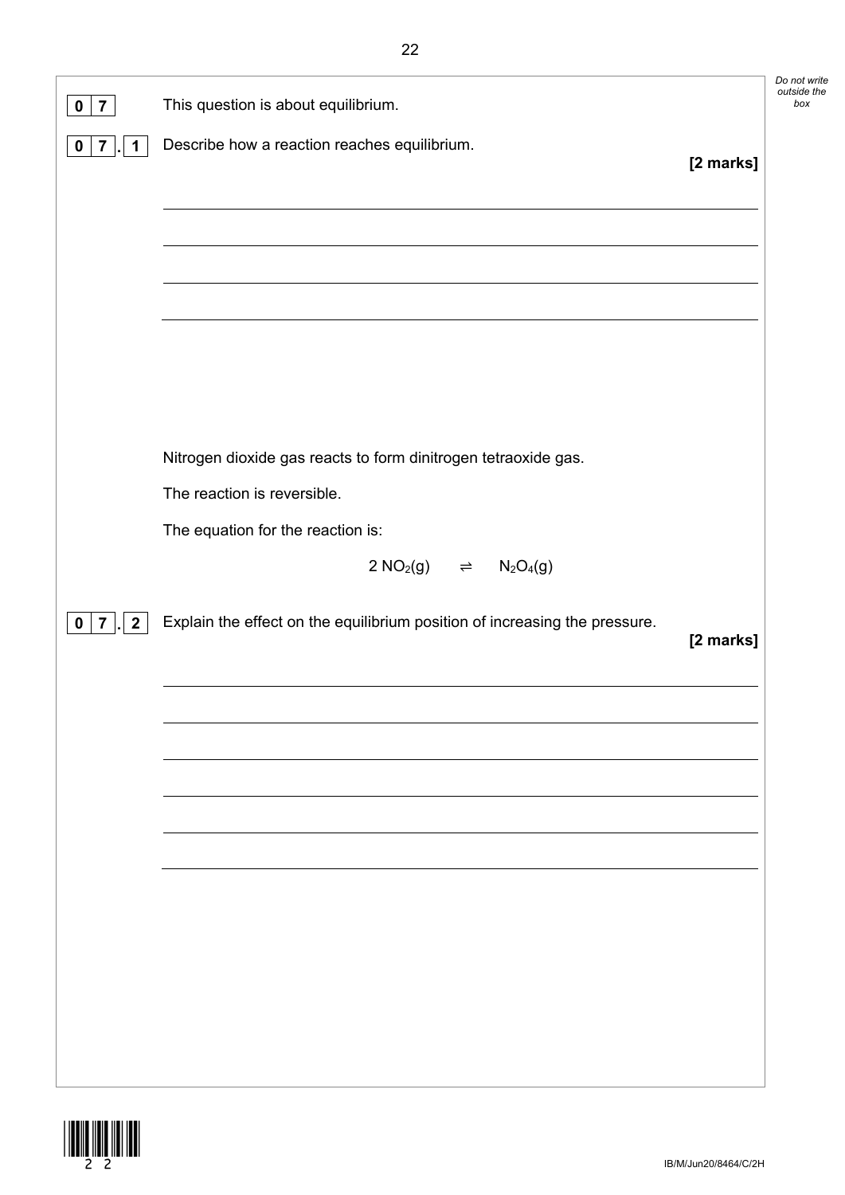**0 7** This question is about equilibrium.

**0 7 . 1** Describe how a reaction reaches equilibrium.

**[2 marks]**

Nitrogen dioxide gas reacts to form dinitrogen tetraoxide gas.

The reaction is reversible.

The equation for the reaction is:

$$2\ NO_2(g) \rightleftharpoons N_2O_4(g)$$

**0 7 . 2** Explain the effect on the equilibrium position of increasing the pressure.

**[2 marks]**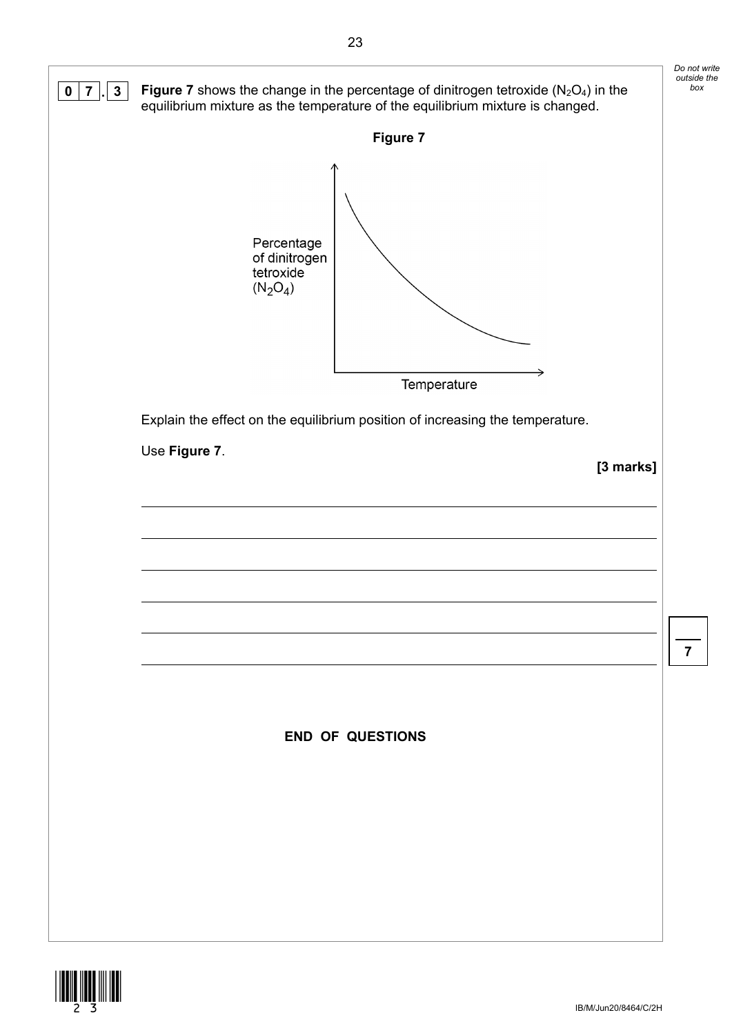**0 7 . 3** **Figure 7** shows the change in the percentage of dinitrogen tetroxide ($N_2O_4$) in the equilibrium mixture as the temperature of the equilibrium mixture is changed.

**Figure 7**

Explain the effect on the equilibrium position of increasing the temperature.

Use **Figure 7**.

**[3 marks]**

**END OF QUESTIONS**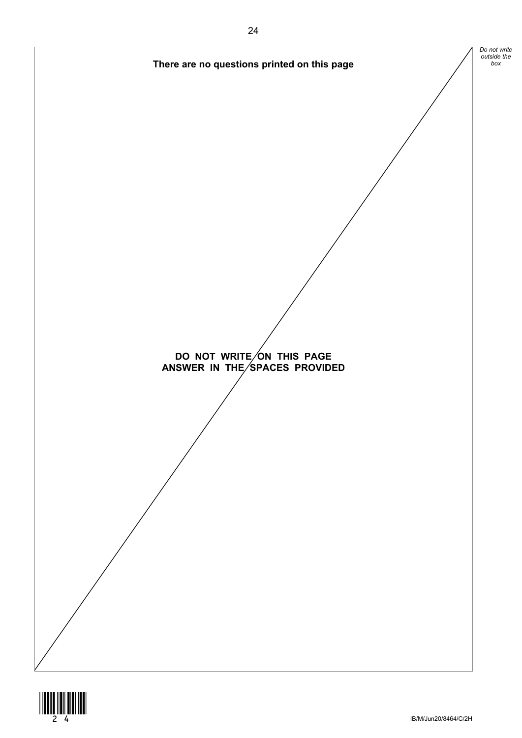**There are no questions printed on this page**

**DO NOT WRITE ON THIS PAGE**
**ANSWER IN THE SPACES PROVIDED**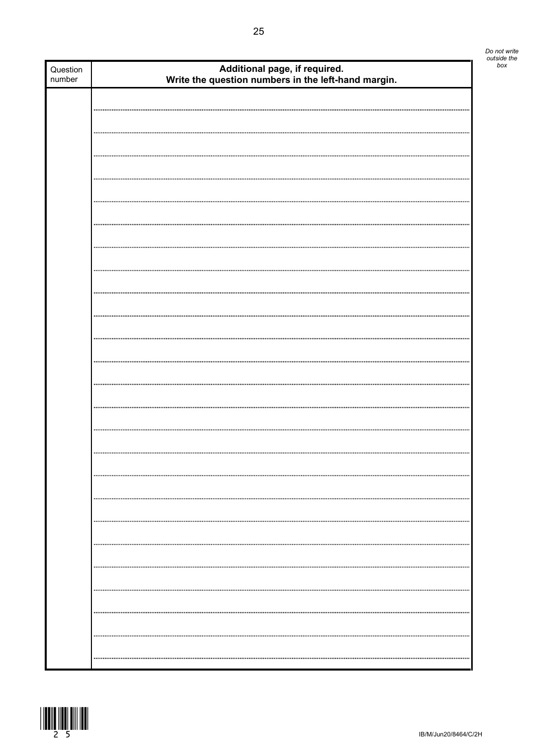Do not write outside the box

| Question number | Additional page, if required. Write the question numbers in the left-hand margin. |
| --- | --- |
| | |

IB/M/Jun20/8464/C/2H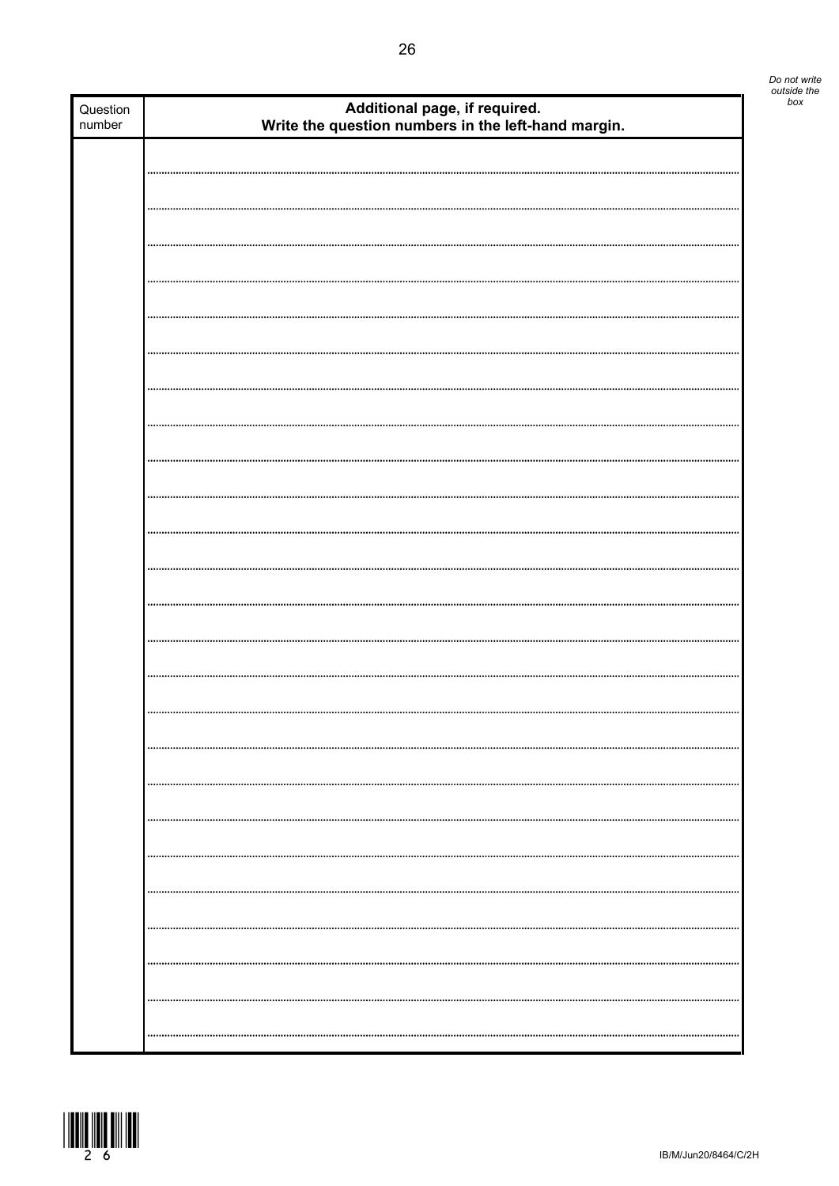*Do not write outside the box*

| Question number | Additional page, if required. Write the question numbers in the left-hand margin. |
|---|---|
| | |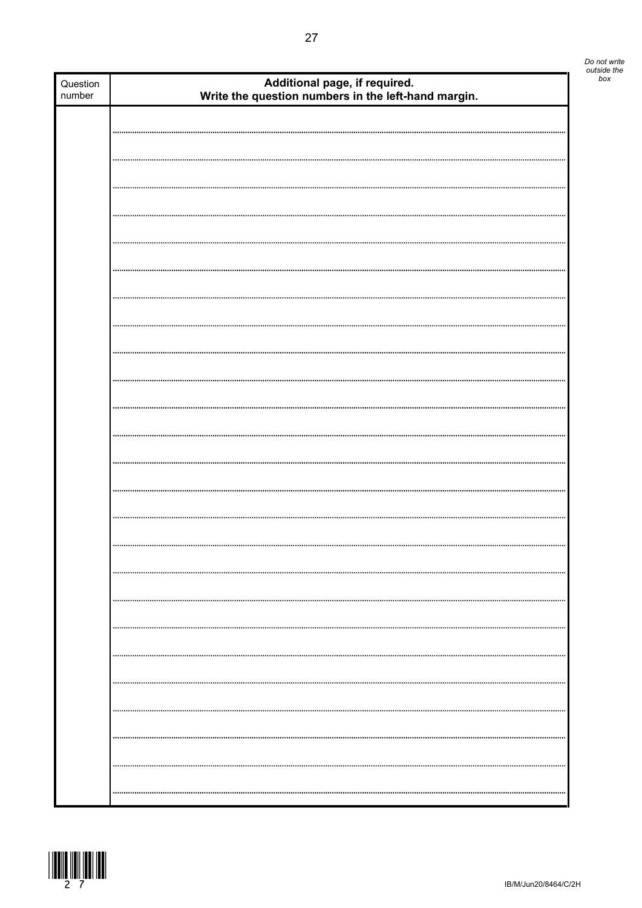| Question number | Additional page, if required. Write the question numbers in the left-hand margin. |
| --- | --- |
| | |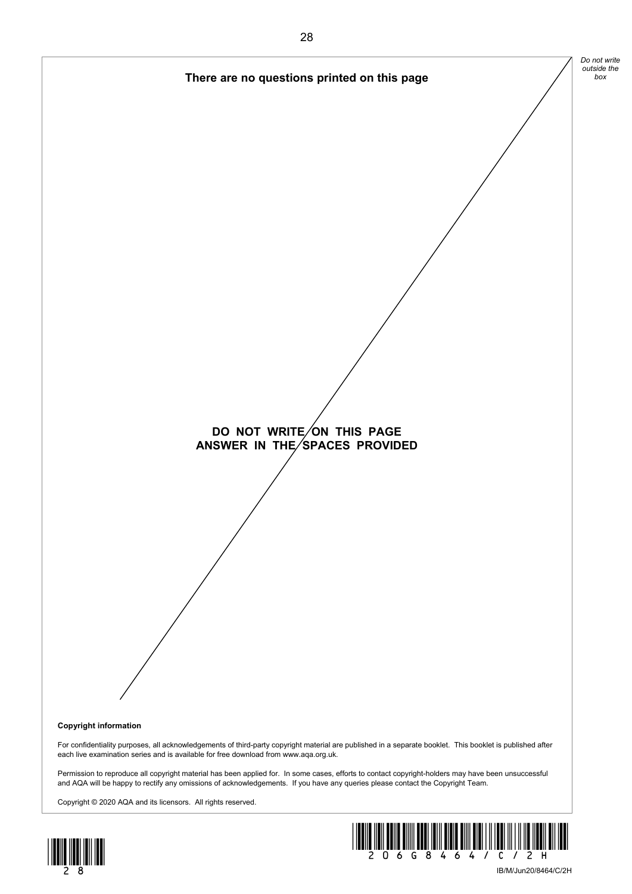**There are no questions printed on this page**

**DO NOT WRITE ON THIS PAGE**
**ANSWER IN THE SPACES PROVIDED**

**Copyright information**

For confidentiality purposes, all acknowledgements of third-party copyright material are published in a separate booklet. This booklet is published after each live examination series and is available for free download from www.aqa.org.uk.

Permission to reproduce all copyright material has been applied for. In some cases, efforts to contact copyright-holders may have been unsuccessful and AQA will be happy to rectify any omissions of acknowledgements. If you have any queries please contact the Copyright Team.

Copyright © 2020 AQA and its licensors. All rights reserved.